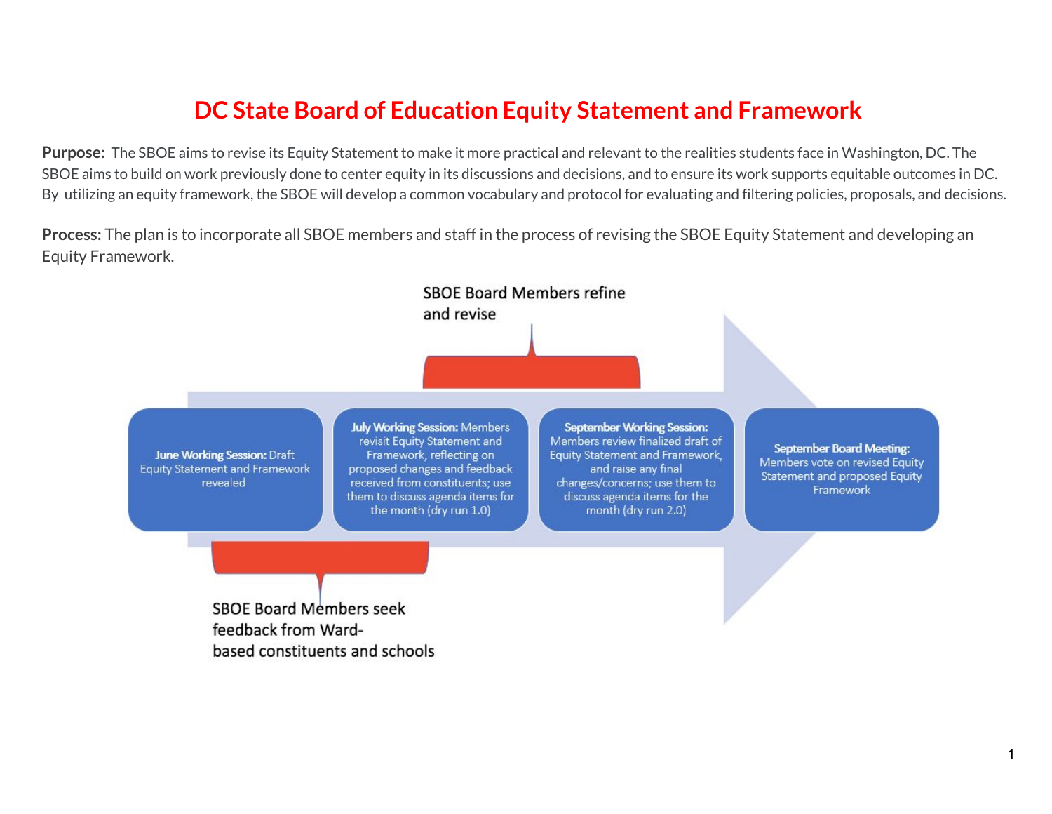# DC State Board of Education Equity Statement and Framework

**Purpose:** The SBOE aims to revise its Equity Statement to make it more practical and relevant to the realities students face in Washington, DC. The SBOE aims to build on work previously done to center equity in its discussions and decisions, and to ensure its work supports equitable outcomes in DC. By utilizing an equity framework, the SBOE will develop a common vocabulary and protocol for evaluating and filtering policies, proposals, and decisions.

**Process:** The plan is to incorporate all SBOE members and staff in the process of revising the SBOE Equity Statement and developing an Equity Framework.

SBOE Board Members refine and revise

**June Working Session:** Draft Equity Statement and Framework revealed

**July Working Session:** Members revisit Equity Statement and Framework, reflecting on proposed changes and feedback received from constituents; use them to discuss agenda items for the month (dry run 1.0)

**September Working Session:** Members review finalized draft of Equity Statement and Framework, and raise any final changes/concerns; use them to discuss agenda items for the month (dry run 2.0)

**September Board Meeting:** Members vote on revised Equity Statement and proposed Equity Framework

SBOE Board Members seek feedback from Ward-based constituents and schools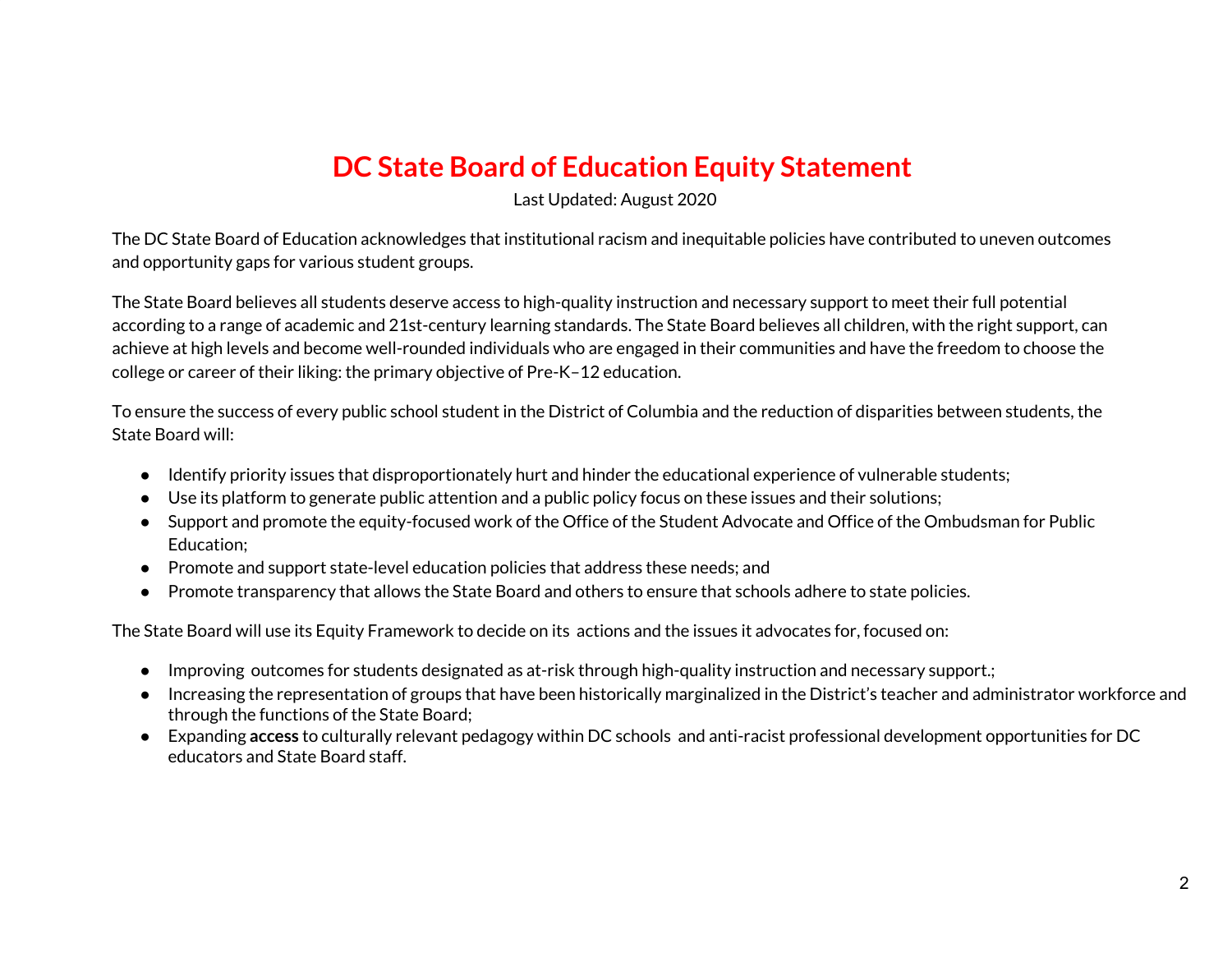# DC State Board of Education Equity Statement

Last Updated: August 2020

The DC State Board of Education acknowledges that institutional racism and inequitable policies have contributed to uneven outcomes and opportunity gaps for various student groups.

The State Board believes all students deserve access to high-quality instruction and necessary support to meet their full potential according to a range of academic and 21st-century learning standards. The State Board believes all children, with the right support, can achieve at high levels and become well-rounded individuals who are engaged in their communities and have the freedom to choose the college or career of their liking: the primary objective of Pre-K–12 education.

To ensure the success of every public school student in the District of Columbia and the reduction of disparities between students, the State Board will:

- Identify priority issues that disproportionately hurt and hinder the educational experience of vulnerable students;
- Use its platform to generate public attention and a public policy focus on these issues and their solutions;
- Support and promote the equity-focused work of the Office of the Student Advocate and Office of the Ombudsman for Public Education;
- Promote and support state-level education policies that address these needs; and
- Promote transparency that allows the State Board and others to ensure that schools adhere to state policies.

The State Board will use its Equity Framework to decide on its actions and the issues it advocates for, focused on:

- Improving outcomes for students designated as at-risk through high-quality instruction and necessary support.;
- Increasing the representation of groups that have been historically marginalized in the District's teacher and administrator workforce and through the functions of the State Board;
- Expanding **access** to culturally relevant pedagogy within DC schools and anti-racist professional development opportunities for DC educators and State Board staff.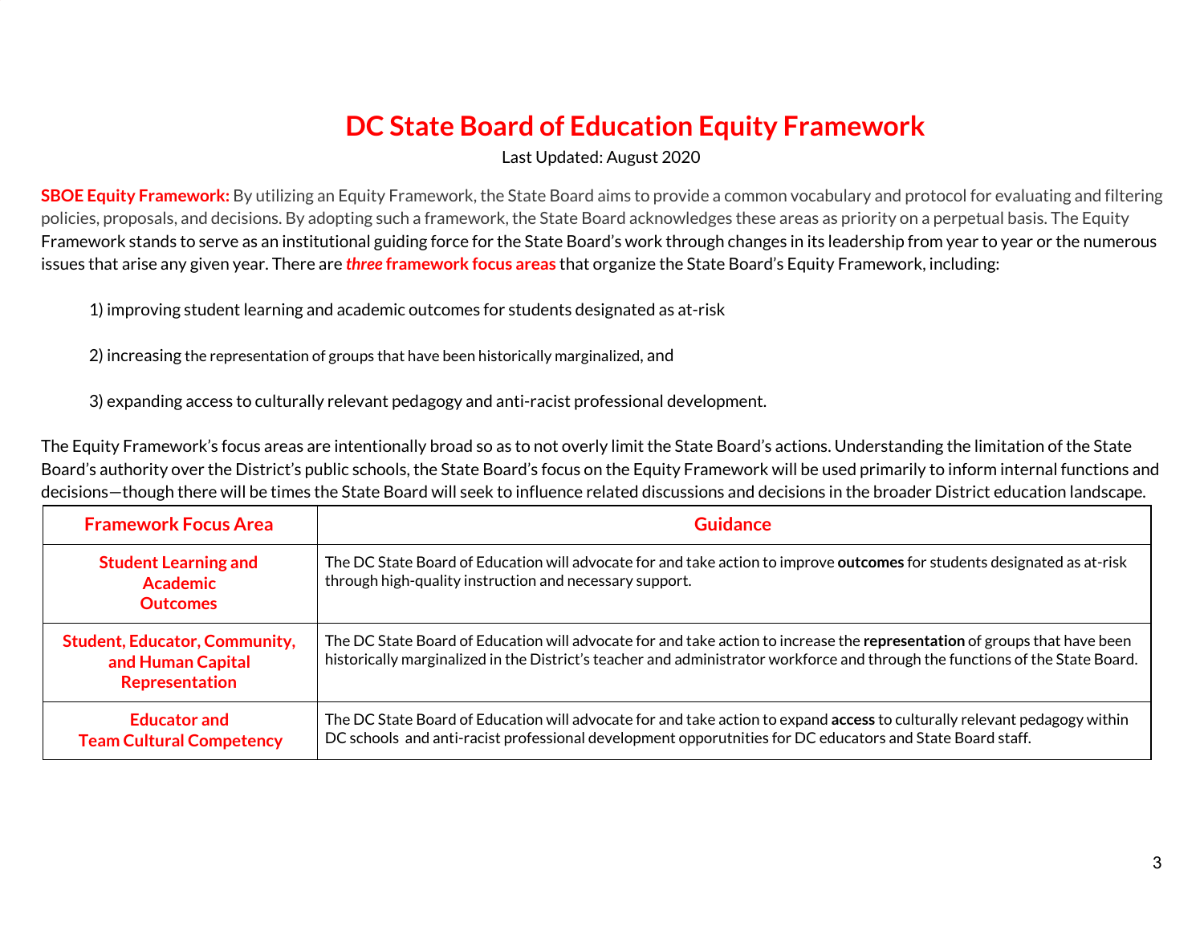# DC State Board of Education Equity Framework

Last Updated: August 2020

**SBOE Equity Framework:** By utilizing an Equity Framework, the State Board aims to provide a common vocabulary and protocol for evaluating and filtering policies, proposals, and decisions. By adopting such a framework, the State Board acknowledges these areas as priority on a perpetual basis. The Equity Framework stands to serve as an institutional guiding force for the State Board's work through changes in its leadership from year to year or the numerous issues that arise any given year. There are ***three*** **framework focus areas** that organize the State Board's Equity Framework, including:

1) improving student learning and academic outcomes for students designated as at-risk

2) increasing the representation of groups that have been historically marginalized, and

3) expanding access to culturally relevant pedagogy and anti-racist professional development.

The Equity Framework's focus areas are intentionally broad so as to not overly limit the State Board's actions. Understanding the limitation of the State Board's authority over the District's public schools, the State Board's focus on the Equity Framework will be used primarily to inform internal functions and decisions—though there will be times the State Board will seek to influence related discussions and decisions in the broader District education landscape.

| Framework Focus Area | Guidance |
|---|---|
| **Student Learning and Academic Outcomes** | The DC State Board of Education will advocate for and take action to improve **outcomes** for students designated as at-risk through high-quality instruction and necessary support. |
| **Student, Educator, Community, and Human Capital Representation** | The DC State Board of Education will advocate for and take action to increase the **representation** of groups that have been historically marginalized in the District's teacher and administrator workforce and through the functions of the State Board. |
| **Educator and Team Cultural Competency** | The DC State Board of Education will advocate for and take action to expand **access** to culturally relevant pedagogy within DC schools and anti-racist professional development opporutnities for DC educators and State Board staff. |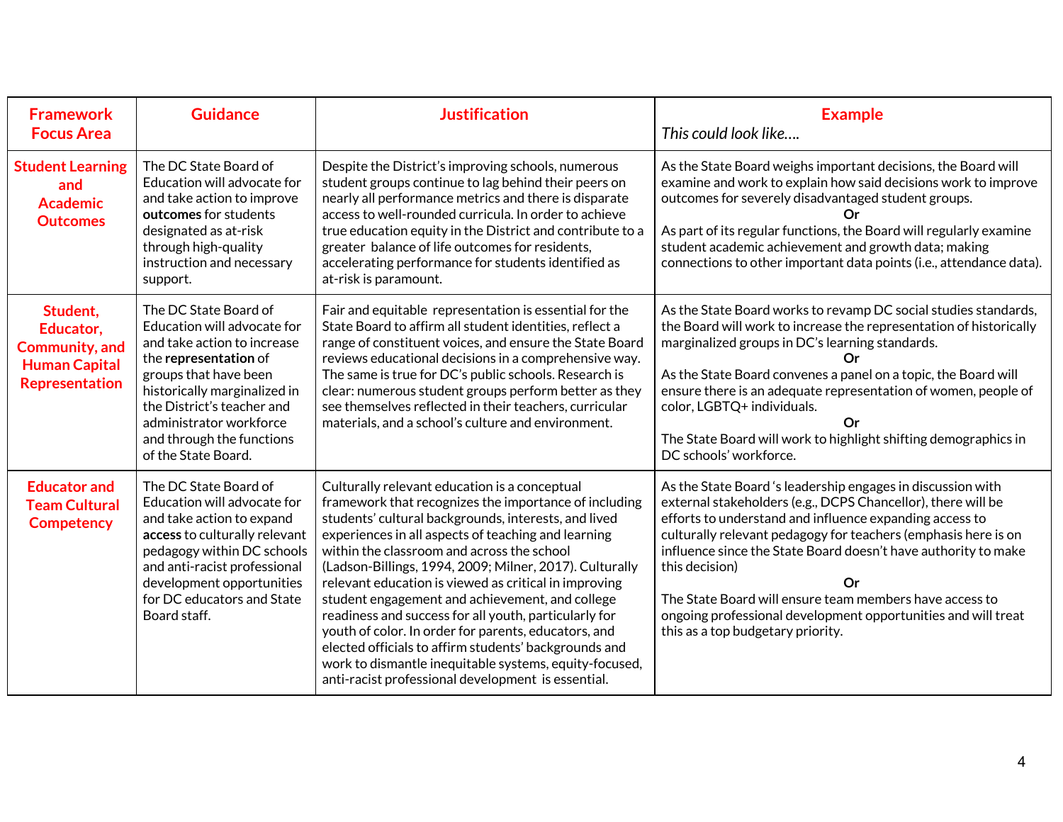| Framework Focus Area | Guidance | Justification | Example<br>*This could look like….* |
|---|---|---|---|
| **Student Learning and Academic Outcomes** | The DC State Board of Education will advocate for and take action to improve **outcomes** for students designated as at-risk through high-quality instruction and necessary support. | Despite the District's improving schools, numerous student groups continue to lag behind their peers on nearly all performance metrics and there is disparate access to well-rounded curricula. In order to achieve true education equity in the District and contribute to a greater balance of life outcomes for residents, accelerating performance for students identified as at-risk is paramount. | As the State Board weighs important decisions, the Board will examine and work to explain how said decisions work to improve outcomes for severely disadvantaged student groups.<br>**Or**<br>As part of its regular functions, the Board will regularly examine student academic achievement and growth data; making connections to other important data points (i.e., attendance data). |
| **Student, Educator, Community, and Human Capital Representation** | The DC State Board of Education will advocate for and take action to increase the **representation** of groups that have been historically marginalized in the District's teacher and administrator workforce and through the functions of the State Board. | Fair and equitable representation is essential for the State Board to affirm all student identities, reflect a range of constituent voices, and ensure the State Board reviews educational decisions in a comprehensive way. The same is true for DC's public schools. Research is clear: numerous student groups perform better as they see themselves reflected in their teachers, curricular materials, and a school's culture and environment. | As the State Board works to revamp DC social studies standards, the Board will work to increase the representation of historically marginalized groups in DC's learning standards.<br>**Or**<br>As the State Board convenes a panel on a topic, the Board will ensure there is an adequate representation of women, people of color, LGBTQ+ individuals.<br>**Or**<br>The State Board will work to highlight shifting demographics in DC schools' workforce. |
| **Educator and Team Cultural Competency** | The DC State Board of Education will advocate for and take action to expand **access** to culturally relevant pedagogy within DC schools and anti-racist professional development opportunities for DC educators and State Board staff. | Culturally relevant education is a conceptual framework that recognizes the importance of including students' cultural backgrounds, interests, and lived experiences in all aspects of teaching and learning within the classroom and across the school (Ladson-Billings, 1994, 2009; Milner, 2017). Culturally relevant education is viewed as critical in improving student engagement and achievement, and college readiness and success for all youth, particularly for youth of color. In order for parents, educators, and elected officials to affirm students' backgrounds and work to dismantle inequitable systems, equity-focused, anti-racist professional development is essential. | As the State Board 's leadership engages in discussion with external stakeholders (e.g., DCPS Chancellor), there will be efforts to understand and influence expanding access to culturally relevant pedagogy for teachers (emphasis here is on influence since the State Board doesn't have authority to make this decision)<br>**Or**<br>The State Board will ensure team members have access to ongoing professional development opportunities and will treat this as a top budgetary priority. |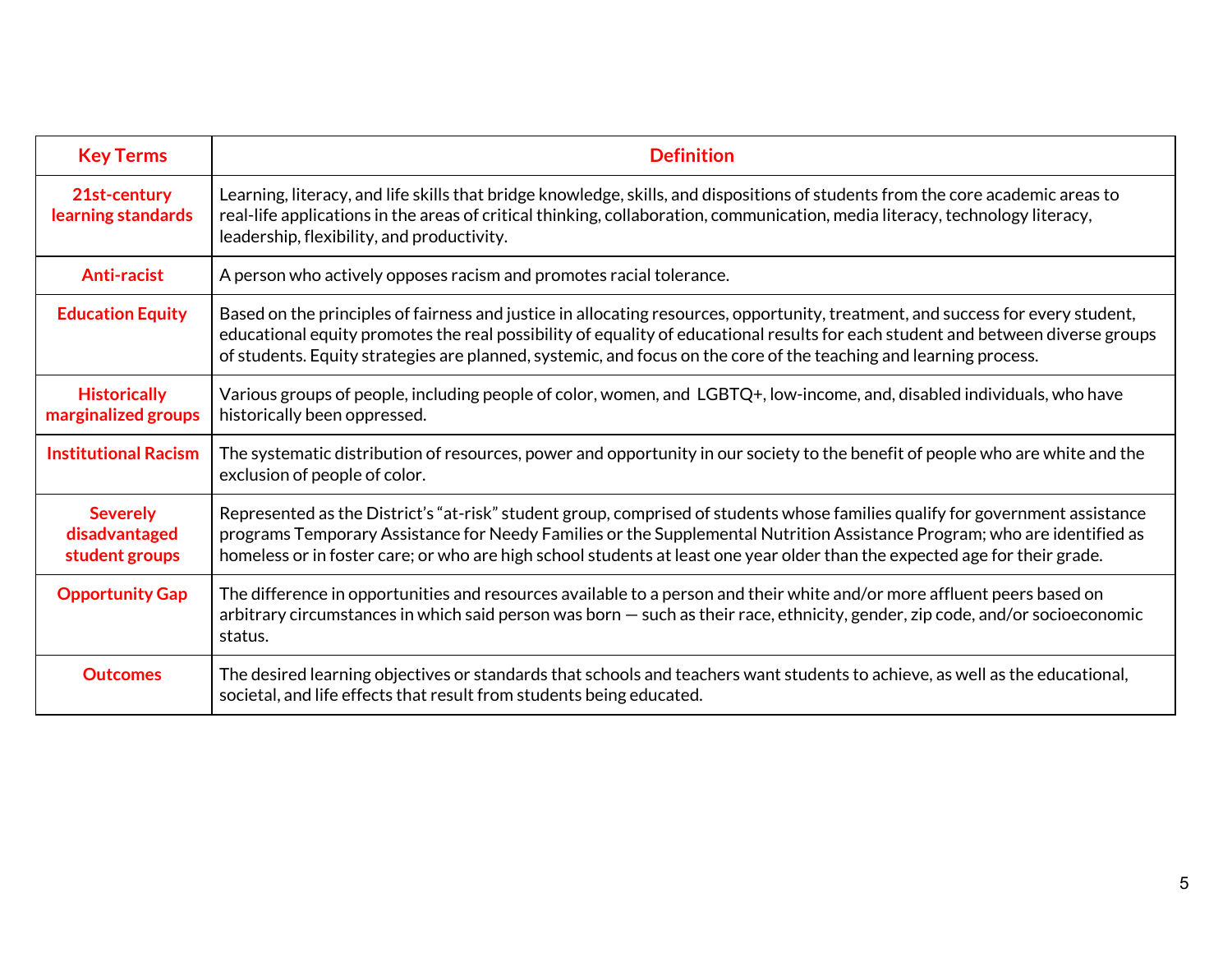| Key Terms | Definition |
|---|---|
| 21st-century learning standards | Learning, literacy, and life skills that bridge knowledge, skills, and dispositions of students from the core academic areas to real-life applications in the areas of critical thinking, collaboration, communication, media literacy, technology literacy, leadership, flexibility, and productivity. |
| Anti-racist | A person who actively opposes racism and promotes racial tolerance. |
| Education Equity | Based on the principles of fairness and justice in allocating resources, opportunity, treatment, and success for every student, educational equity promotes the real possibility of equality of educational results for each student and between diverse groups of students. Equity strategies are planned, systemic, and focus on the core of the teaching and learning process. |
| Historically marginalized groups | Various groups of people, including people of color, women, and LGBTQ+, low-income, and, disabled individuals, who have historically been oppressed. |
| Institutional Racism | The systematic distribution of resources, power and opportunity in our society to the benefit of people who are white and the exclusion of people of color. |
| Severely disadvantaged student groups | Represented as the District's "at-risk" student group, comprised of students whose families qualify for government assistance programs Temporary Assistance for Needy Families or the Supplemental Nutrition Assistance Program; who are identified as homeless or in foster care; or who are high school students at least one year older than the expected age for their grade. |
| Opportunity Gap | The difference in opportunities and resources available to a person and their white and/or more affluent peers based on arbitrary circumstances in which said person was born — such as their race, ethnicity, gender, zip code, and/or socioeconomic status. |
| Outcomes | The desired learning objectives or standards that schools and teachers want students to achieve, as well as the educational, societal, and life effects that result from students being educated. |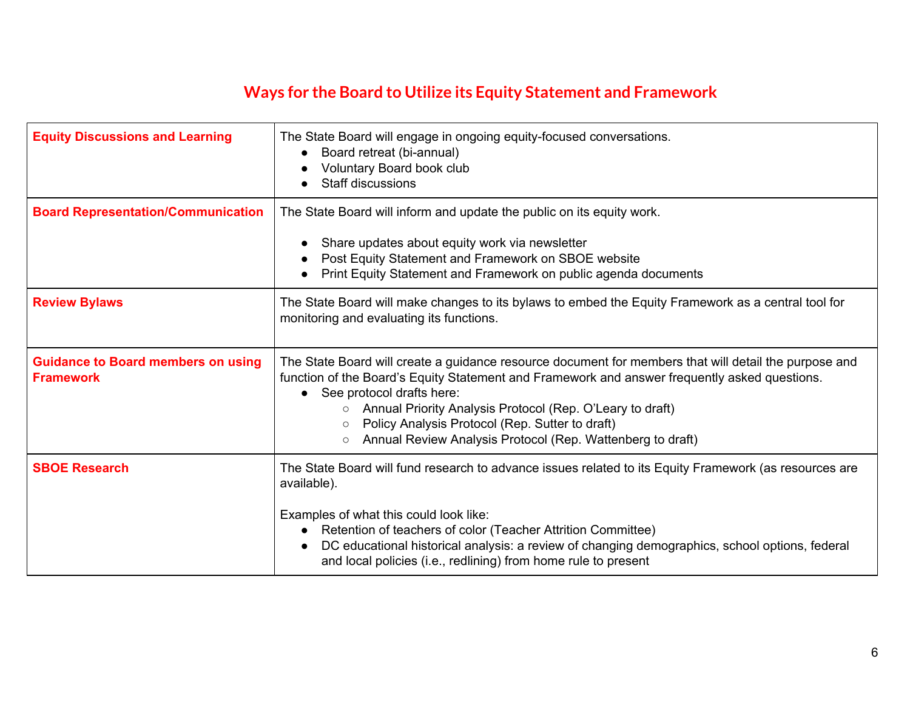# Ways for the Board to Utilize its Equity Statement and Framework

| | |
|---|---|
| **Equity Discussions and Learning** | The State Board will engage in ongoing equity-focused conversations.<br>• Board retreat (bi-annual)<br>• Voluntary Board book club<br>• Staff discussions |
| **Board Representation/Communication** | The State Board will inform and update the public on its equity work.<br><br>• Share updates about equity work via newsletter<br>• Post Equity Statement and Framework on SBOE website<br>• Print Equity Statement and Framework on public agenda documents |
| **Review Bylaws** | The State Board will make changes to its bylaws to embed the Equity Framework as a central tool for monitoring and evaluating its functions. |
| **Guidance to Board members on using Framework** | The State Board will create a guidance resource document for members that will detail the purpose and function of the Board's Equity Statement and Framework and answer frequently asked questions.<br>• See protocol drafts here:<br>&nbsp;&nbsp;&nbsp;&nbsp;○ Annual Priority Analysis Protocol (Rep. O'Leary to draft)<br>&nbsp;&nbsp;&nbsp;&nbsp;○ Policy Analysis Protocol (Rep. Sutter to draft)<br>&nbsp;&nbsp;&nbsp;&nbsp;○ Annual Review Analysis Protocol (Rep. Wattenberg to draft) |
| **SBOE Research** | The State Board will fund research to advance issues related to its Equity Framework (as resources are available).<br><br>Examples of what this could look like:<br>• Retention of teachers of color (Teacher Attrition Committee)<br>• DC educational historical analysis: a review of changing demographics, school options, federal and local policies (i.e., redlining) from home rule to present |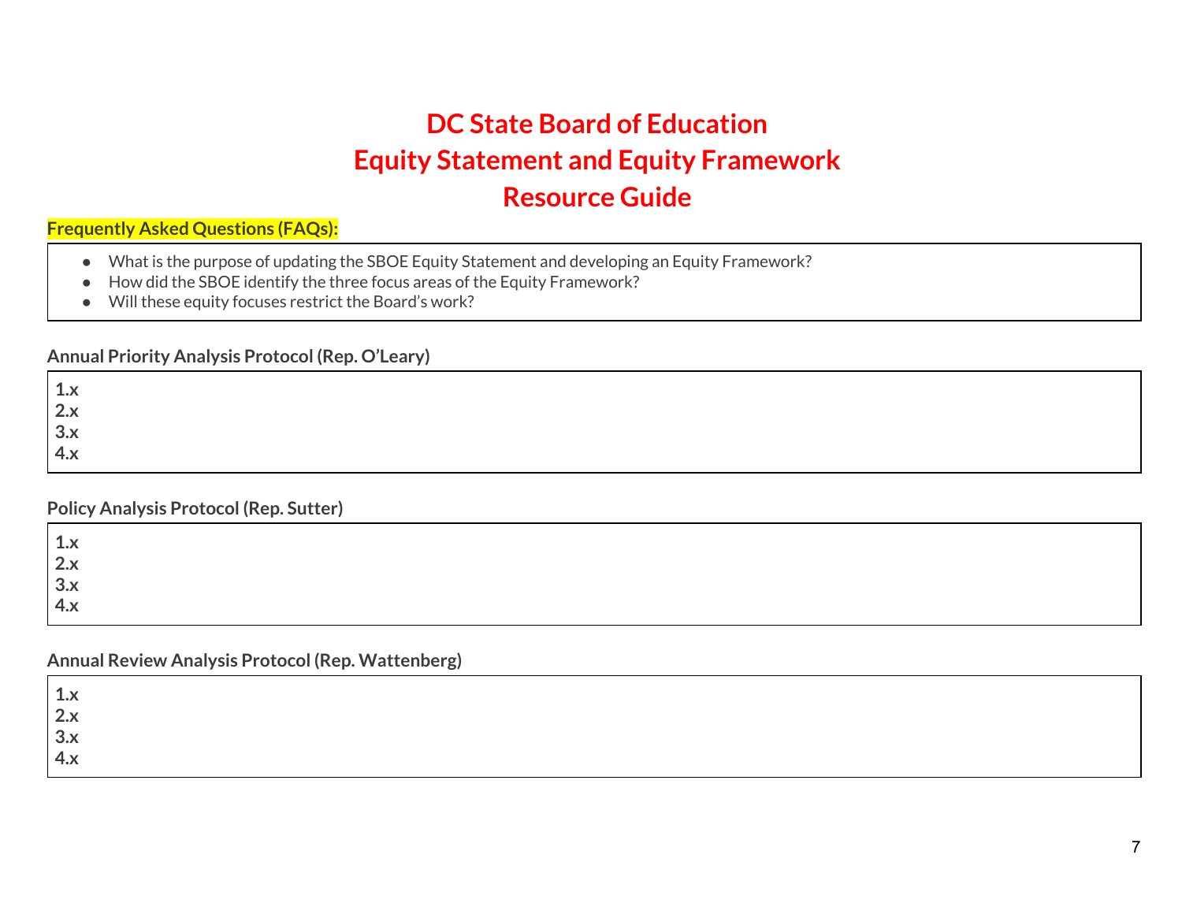# DC State Board of Education
# Equity Statement and Equity Framework
# Resource Guide

**Frequently Asked Questions (FAQs):**

- What is the purpose of updating the SBOE Equity Statement and developing an Equity Framework?
- How did the SBOE identify the three focus areas of the Equity Framework?
- Will these equity focuses restrict the Board's work?

**Annual Priority Analysis Protocol (Rep. O'Leary)**

**1.x**
**2.x**
**3.x**
**4.x**

**Policy Analysis Protocol (Rep. Sutter)**

**1.x**
**2.x**
**3.x**
**4.x**

**Annual Review Analysis Protocol (Rep. Wattenberg)**

**1.x**
**2.x**
**3.x**
**4.x**